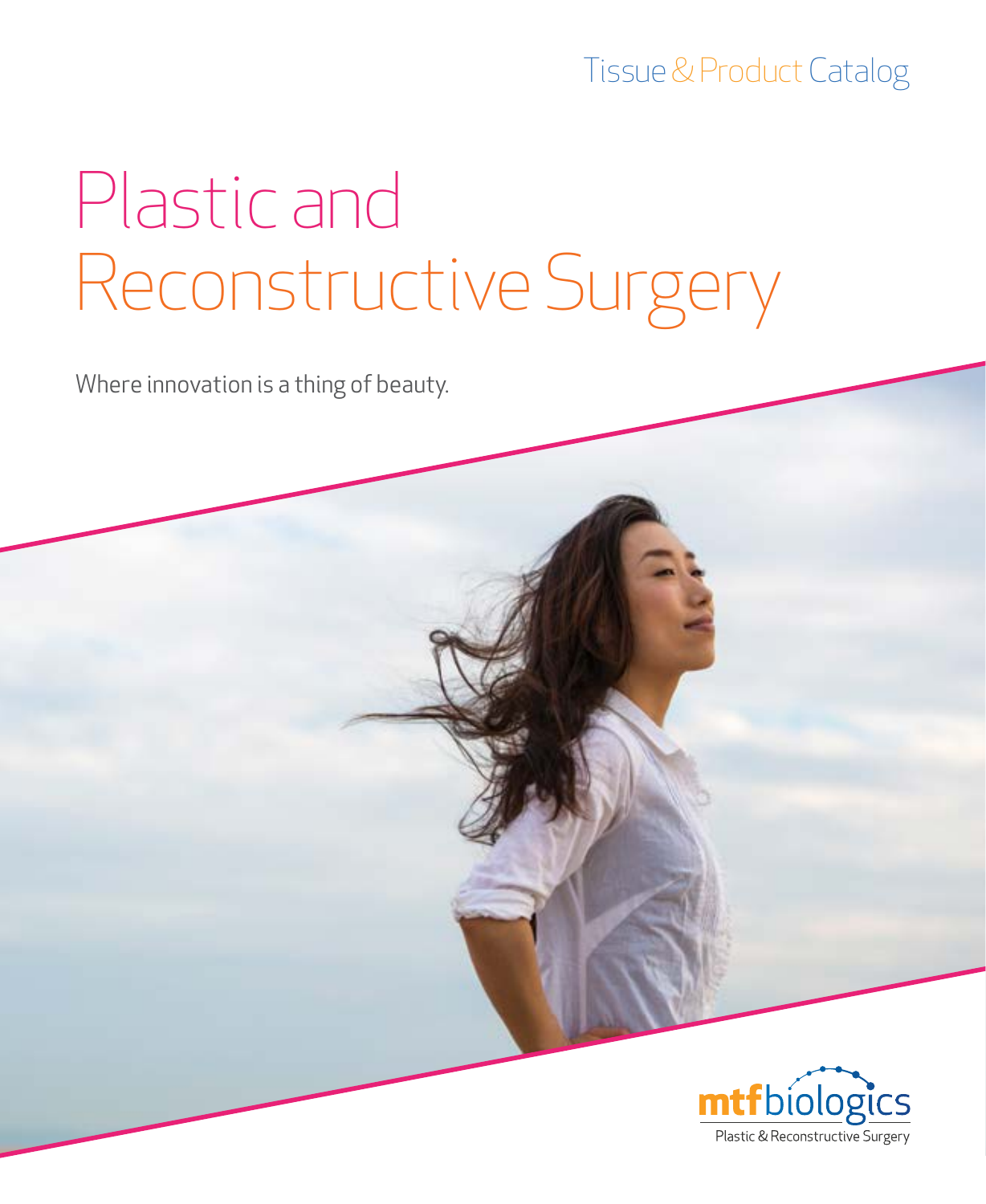Tissue & Product Catalog

# Plastic and Reconstructive Surgery

Where innovation is a thing of beauty.

mtfbiologics

Plastic & Reconstructive Surgery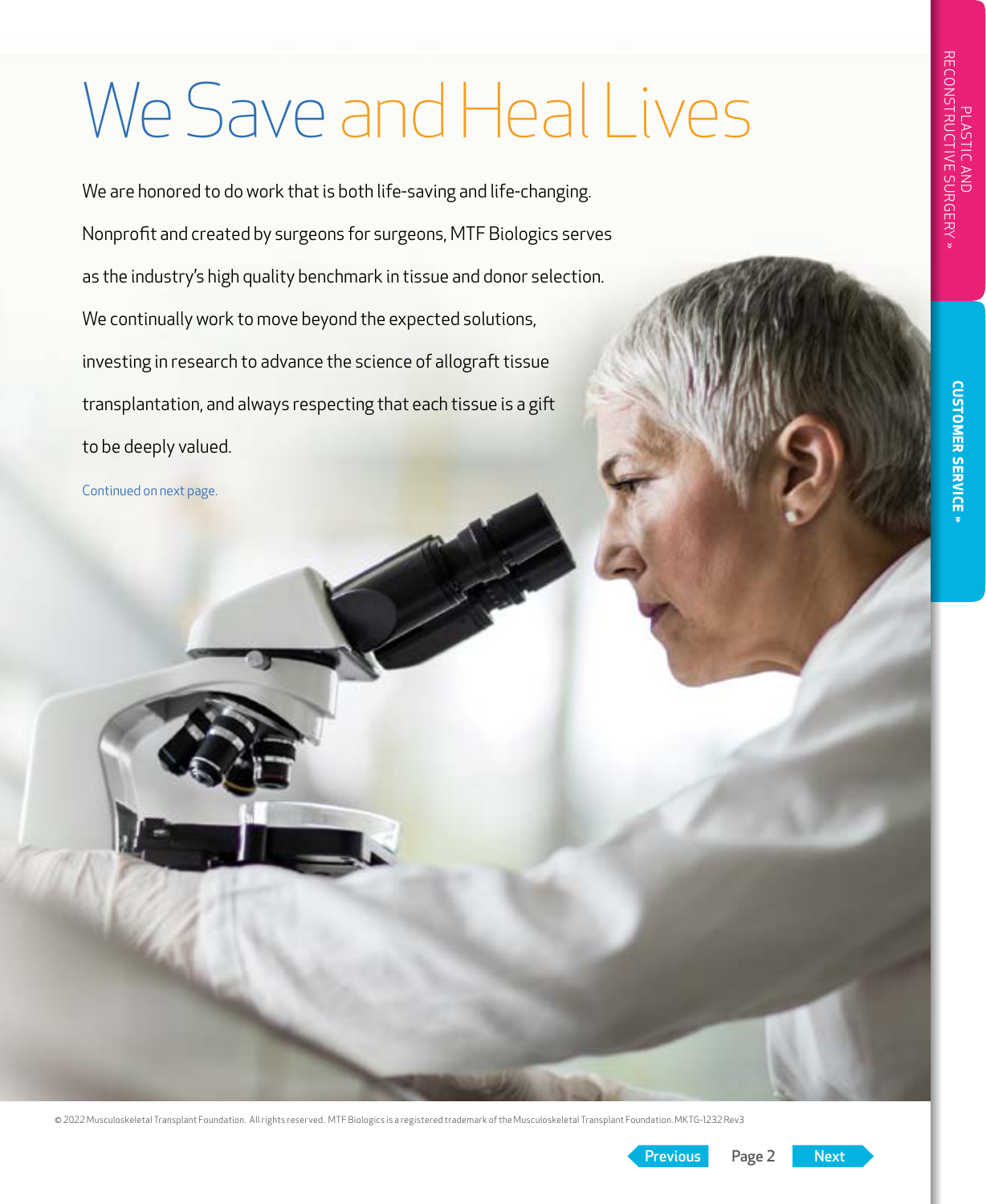# We Save and Heal Lives

We are honored to do work that is both life-saving and life-changing. Nonprofit and created by surgeons for surgeons, MTF Biologics serves as the industry's high quality benchmark in tissue and donor selection. We continually work to move beyond the expected solutions, investing in research to advance the science of allograft tissue transplantation, and always respecting that each tissue is a gift to be deeply valued.

Continued on next page.

© 2022 Musculoskeletal Transplant Foundation. All rights reserved. MTF Biologics is a registered trademark of the Musculoskeletal Transplant Foundation. MKTG-1232 Rev3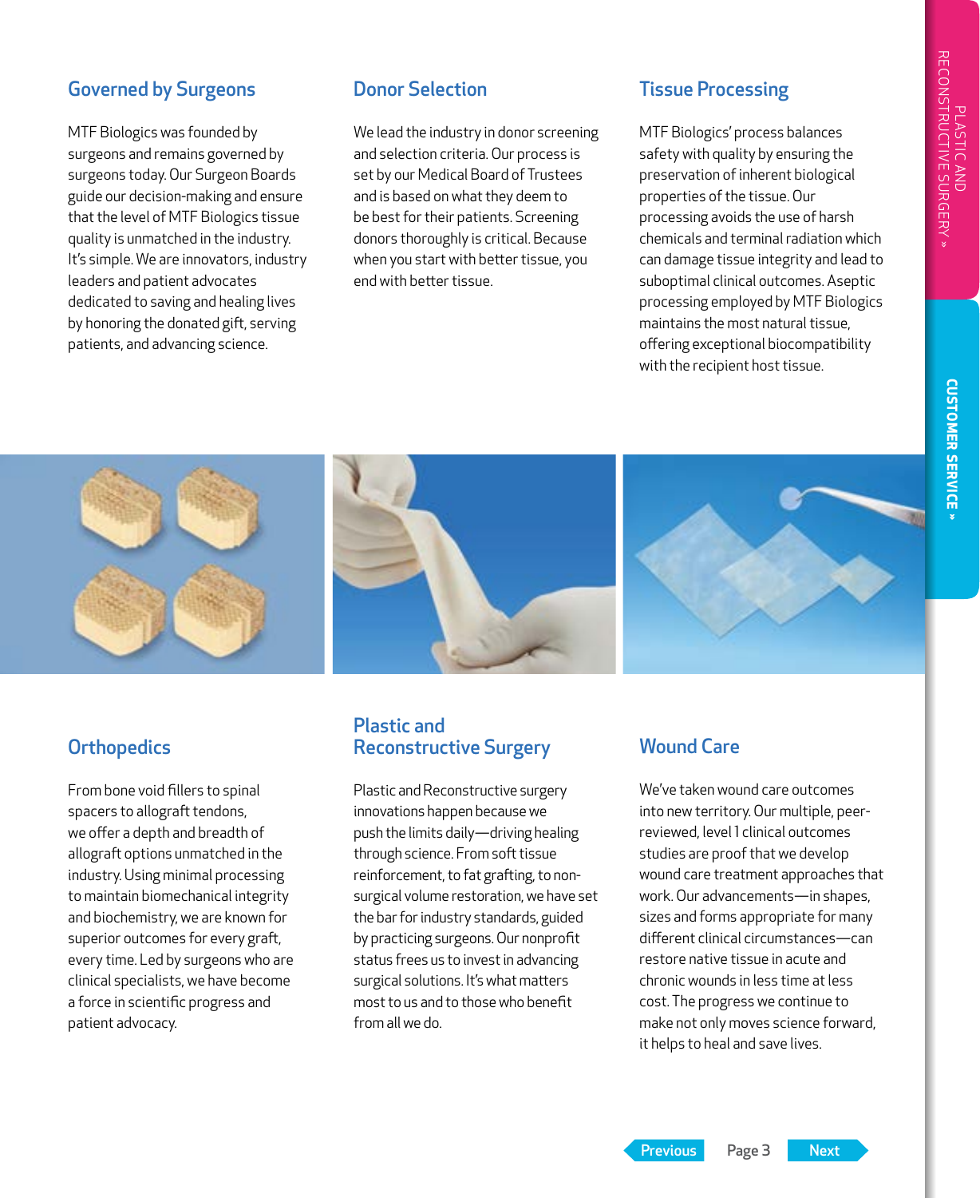## Governed by Surgeons

MTF Biologics was founded by surgeons and remains governed by surgeons today. Our Surgeon Boards guide our decision-making and ensure that the level of MTF Biologics tissue quality is unmatched in the industry. It's simple. We are innovators, industry leaders and patient advocates dedicated to saving and healing lives by honoring the donated gift, serving patients, and advancing science.

## Donor Selection

We lead the industry in donor screening and selection criteria. Our process is set by our Medical Board of Trustees and is based on what they deem to be best for their patients. Screening donors thoroughly is critical. Because when you start with better tissue, you end with better tissue.

## Tissue Processing

MTF Biologics' process balances safety with quality by ensuring the preservation of inherent biological properties of the tissue. Our processing avoids the use of harsh chemicals and terminal radiation which can damage tissue integrity and lead to suboptimal clinical outcomes. Aseptic processing employed by MTF Biologics maintains the most natural tissue, offering exceptional biocompatibility with the recipient host tissue.

## Orthopedics

From bone void fillers to spinal spacers to allograft tendons, we offer a depth and breadth of allograft options unmatched in the industry. Using minimal processing to maintain biomechanical integrity and biochemistry, we are known for superior outcomes for every graft, every time. Led by surgeons who are clinical specialists, we have become a force in scientific progress and patient advocacy.

## Plastic and Reconstructive Surgery

Plastic and Reconstructive surgery innovations happen because we push the limits daily—driving healing through science. From soft tissue reinforcement, to fat grafting, to non-surgical volume restoration, we have set the bar for industry standards, guided by practicing surgeons. Our nonprofit status frees us to invest in advancing surgical solutions. It's what matters most to us and to those who benefit from all we do.

## Wound Care

We've taken wound care outcomes into new territory. Our multiple, peer-reviewed, level 1 clinical outcomes studies are proof that we develop wound care treatment approaches that work. Our advancements—in shapes, sizes and forms appropriate for many different clinical circumstances—can restore native tissue in acute and chronic wounds in less time at less cost. The progress we continue to make not only moves science forward, it helps to heal and save lives.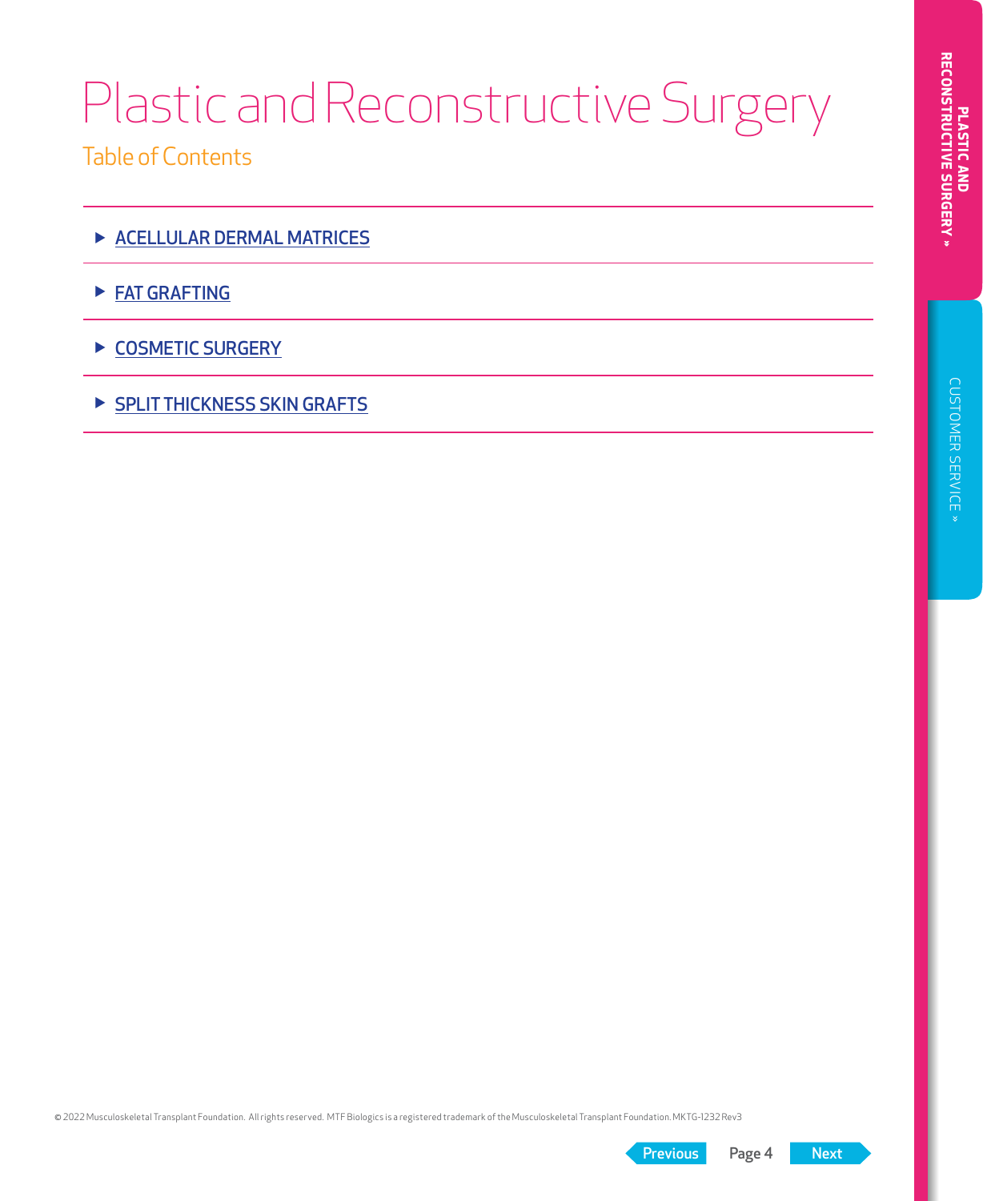# Plastic and Reconstructive Surgery

## Table of Contents

- ACELLULAR DERMAL MATRICES
- FAT GRAFTING
- COSMETIC SURGERY
- SPLIT THICKNESS SKIN GRAFTS

© 2022 Musculoskeletal Transplant Foundation. All rights reserved. MTF Biologics is a registered trademark of the Musculoskeletal Transplant Foundation. MKTG-1232 Rev3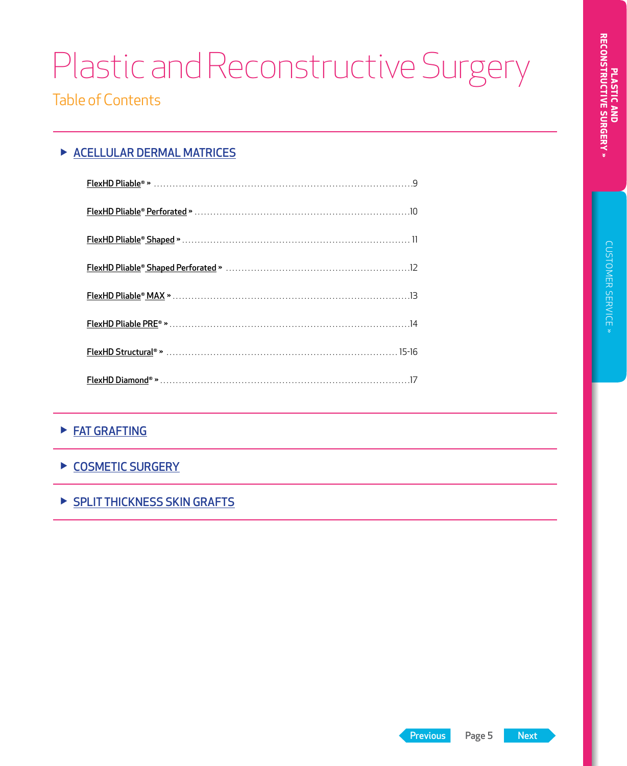# Plastic and Reconstructive Surgery

## Table of Contents

### ACELLULAR DERMAL MATRICES

- FlexHD Pliable® » ..... 9
- FlexHD Pliable® Perforated » ..... 10
- FlexHD Pliable® Shaped » ..... 11
- FlexHD Pliable® Shaped Perforated » ..... 12
- FlexHD Pliable® MAX » ..... 13
- FlexHD Pliable PRE® » ..... 14
- FlexHD Structural® » ..... 15-16
- FlexHD Diamond® » ..... 17

### FAT GRAFTING

### COSMETIC SURGERY

### SPLIT THICKNESS SKIN GRAFTS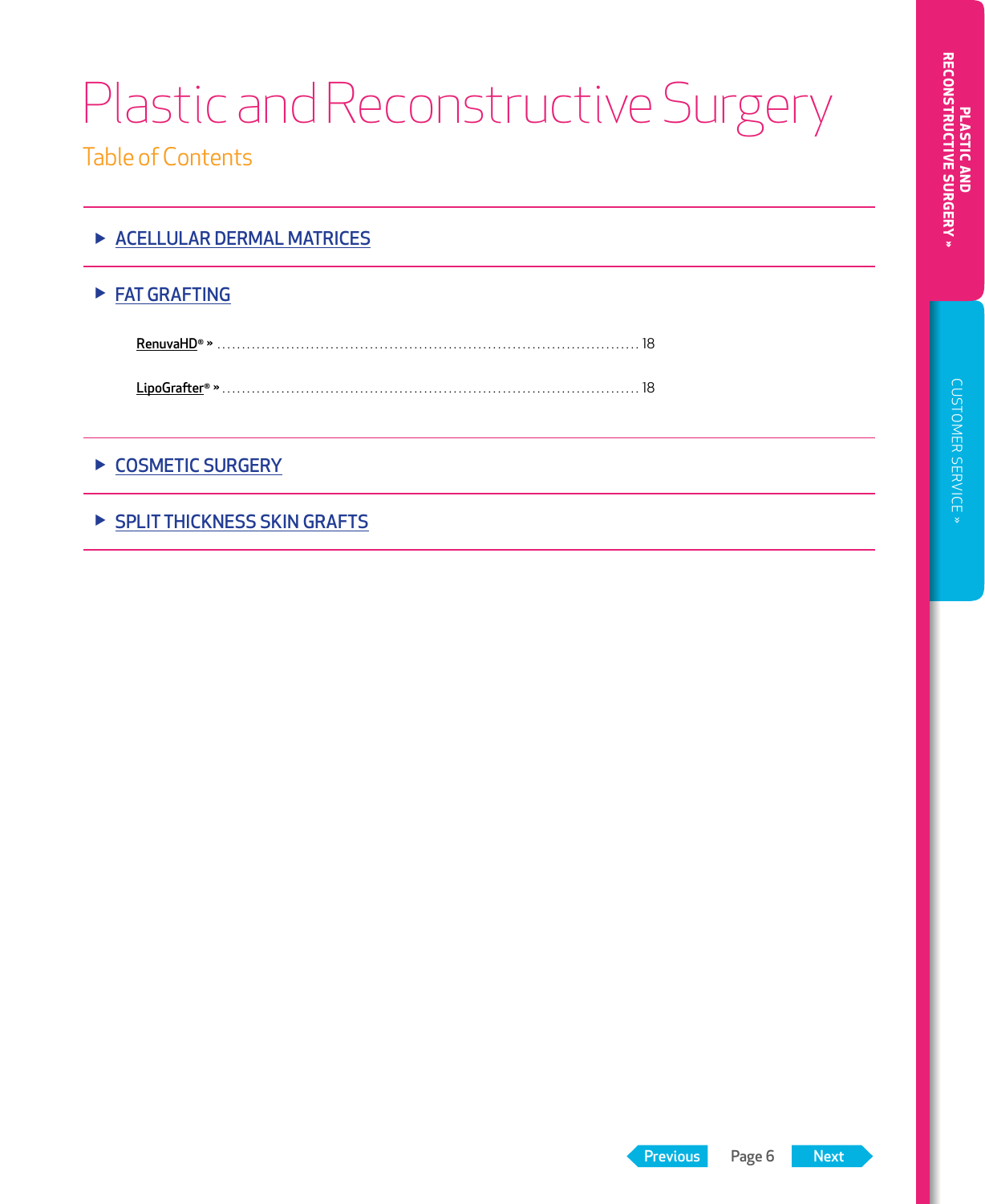# Plastic and Reconstructive Surgery

## Table of Contents

▶ ACELLULAR DERMAL MATRICES

▶ FAT GRAFTING

RenuvaHD® » ........................................................................................ 18

LipoGrafter® » ........................................................................................ 18

▶ COSMETIC SURGERY

▶ SPLIT THICKNESS SKIN GRAFTS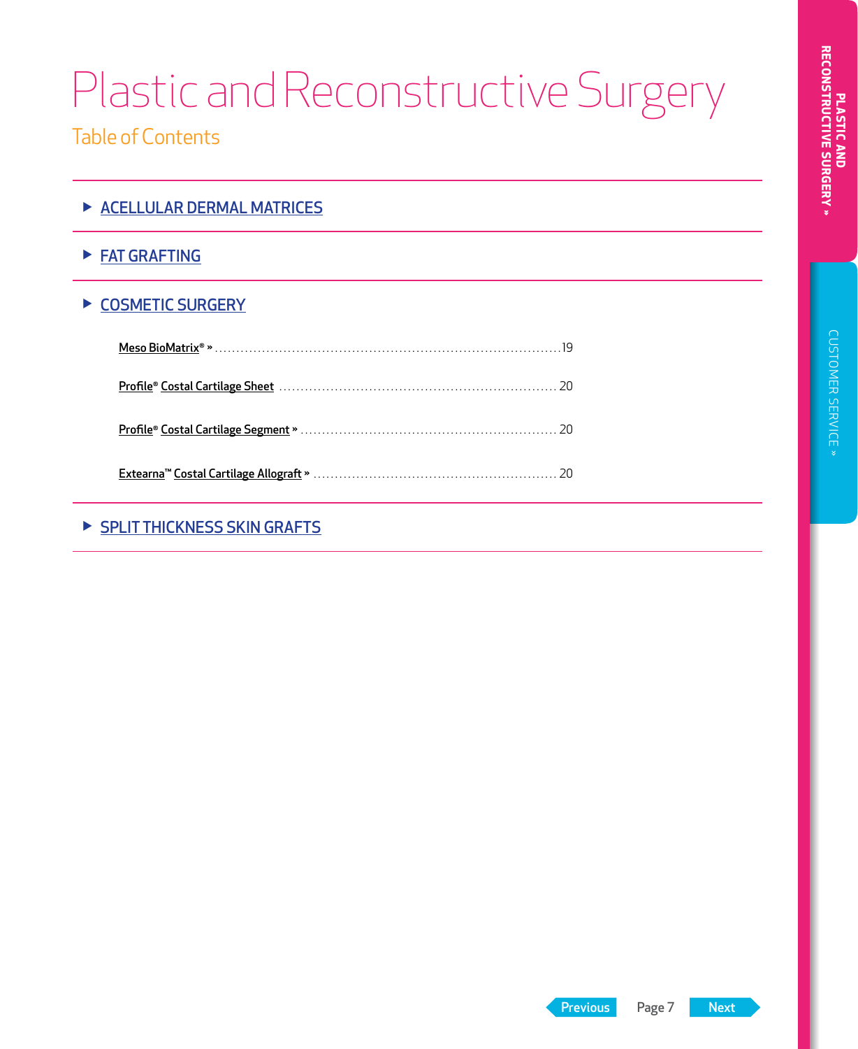# Plastic and Reconstructive Surgery

## Table of Contents

- ACELLULAR DERMAL MATRICES
- FAT GRAFTING
- COSMETIC SURGERY
  - Meso BioMatrix® » ........ 19
  - Profile® Costal Cartilage Sheet ........ 20
  - Profile® Costal Cartilage Segment » ........ 20
  - Extearna™ Costal Cartilage Allograft » ........ 20
- SPLIT THICKNESS SKIN GRAFTS

PLASTIC AND RECONSTRUCTIVE SURGERY »

CUSTOMER SERVICE »

Previous | Next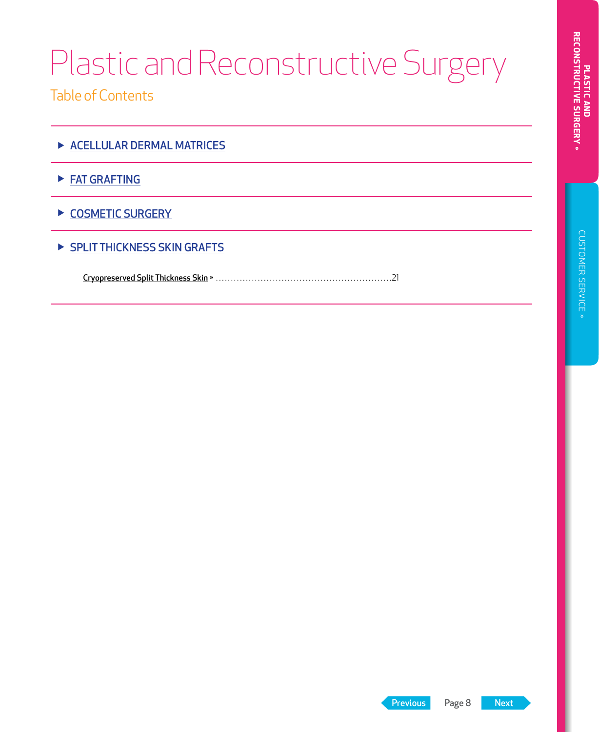# Plastic and Reconstructive Surgery

## Table of Contents

- ACELLULAR DERMAL MATRICES
- FAT GRAFTING
- COSMETIC SURGERY
- SPLIT THICKNESS SKIN GRAFTS

  Cryopreserved Split Thickness Skin » ........................................................ 21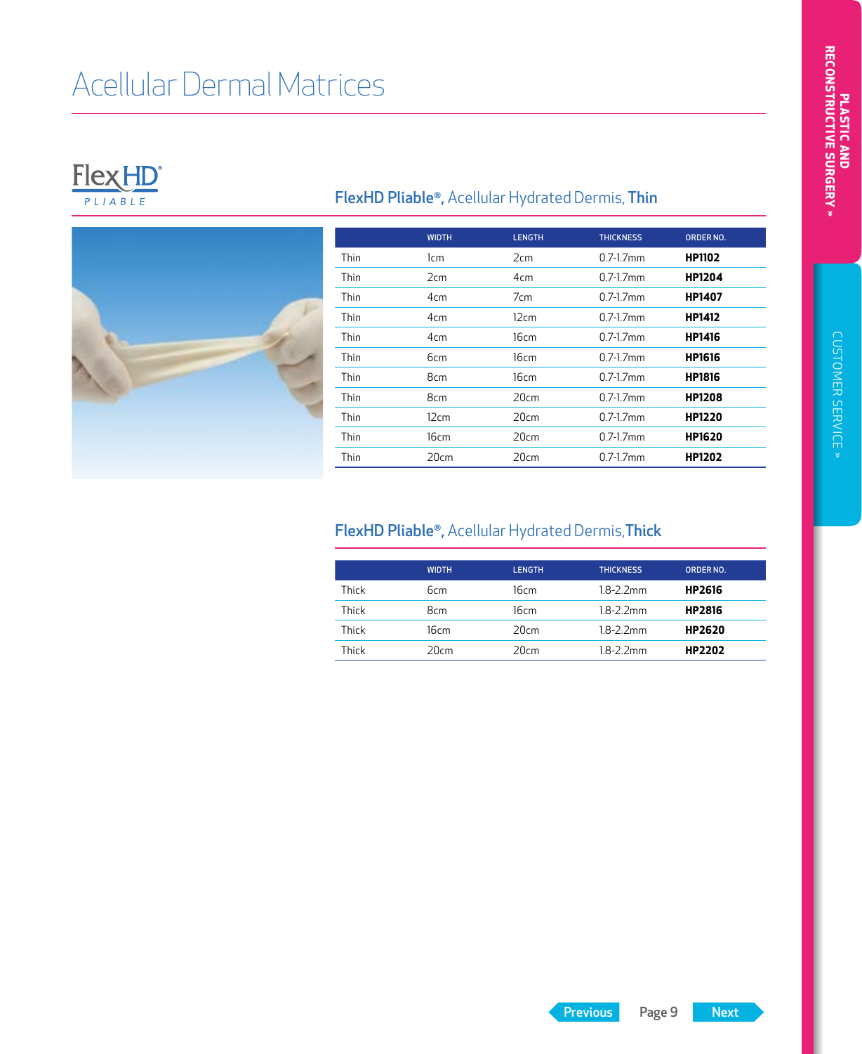# Acellular Dermal Matrices

FlexHD® PLIABLE

## FlexHD Pliable®, Acellular Hydrated Dermis, Thin

| | WIDTH | LENGTH | THICKNESS | ORDER NO. |
|---|---|---|---|---|
| Thin | 1cm | 2cm | 0.7-1.7mm | **HP1102** |
| Thin | 2cm | 4cm | 0.7-1.7mm | **HP1204** |
| Thin | 4cm | 7cm | 0.7-1.7mm | **HP1407** |
| Thin | 4cm | 12cm | 0.7-1.7mm | **HP1412** |
| Thin | 4cm | 16cm | 0.7-1.7mm | **HP1416** |
| Thin | 6cm | 16cm | 0.7-1.7mm | **HP1616** |
| Thin | 8cm | 16cm | 0.7-1.7mm | **HP1816** |
| Thin | 8cm | 20cm | 0.7-1.7mm | **HP1208** |
| Thin | 12cm | 20cm | 0.7-1.7mm | **HP1220** |
| Thin | 16cm | 20cm | 0.7-1.7mm | **HP1620** |
| Thin | 20cm | 20cm | 0.7-1.7mm | **HP1202** |

## FlexHD Pliable®, Acellular Hydrated Dermis, Thick

| | WIDTH | LENGTH | THICKNESS | ORDER NO. |
|---|---|---|---|---|
| Thick | 6cm | 16cm | 1.8-2.2mm | **HP2616** |
| Thick | 8cm | 16cm | 1.8-2.2mm | **HP2816** |
| Thick | 16cm | 20cm | 1.8-2.2mm | **HP2620** |
| Thick | 20cm | 20cm | 1.8-2.2mm | **HP2202** |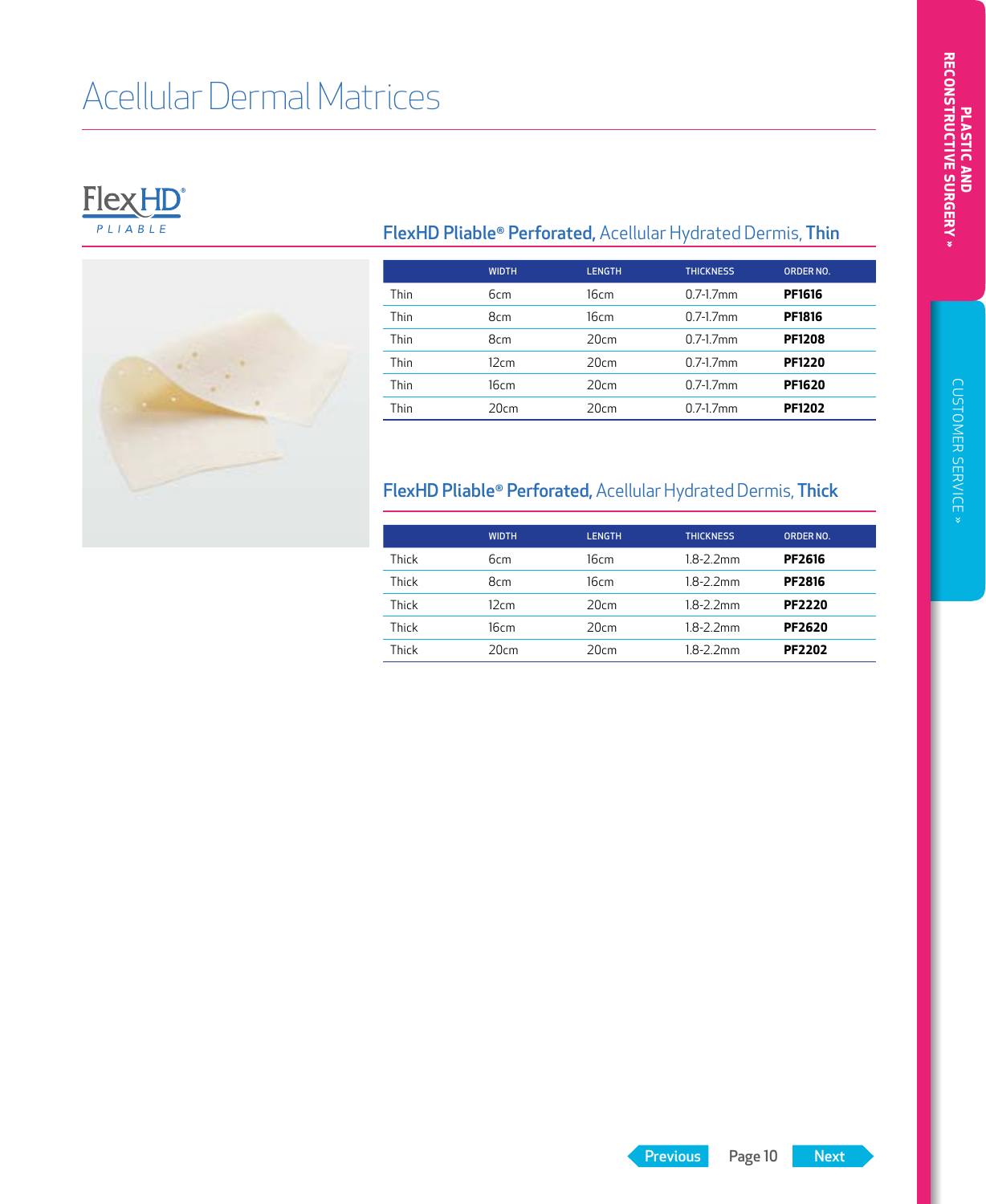# Acellular Dermal Matrices

FlexHD® PLIABLE

## FlexHD Pliable® Perforated, Acellular Hydrated Dermis, Thin

| | WIDTH | LENGTH | THICKNESS | ORDER NO. |
|---|---|---|---|---|
| Thin | 6cm | 16cm | 0.7-1.7mm | **PF1616** |
| Thin | 8cm | 16cm | 0.7-1.7mm | **PF1816** |
| Thin | 8cm | 20cm | 0.7-1.7mm | **PF1208** |
| Thin | 12cm | 20cm | 0.7-1.7mm | **PF1220** |
| Thin | 16cm | 20cm | 0.7-1.7mm | **PF1620** |
| Thin | 20cm | 20cm | 0.7-1.7mm | **PF1202** |

## FlexHD Pliable® Perforated, Acellular Hydrated Dermis, Thick

| | WIDTH | LENGTH | THICKNESS | ORDER NO. |
|---|---|---|---|---|
| Thick | 6cm | 16cm | 1.8-2.2mm | **PF2616** |
| Thick | 8cm | 16cm | 1.8-2.2mm | **PF2816** |
| Thick | 12cm | 20cm | 1.8-2.2mm | **PF2220** |
| Thick | 16cm | 20cm | 1.8-2.2mm | **PF2620** |
| Thick | 20cm | 20cm | 1.8-2.2mm | **PF2202** |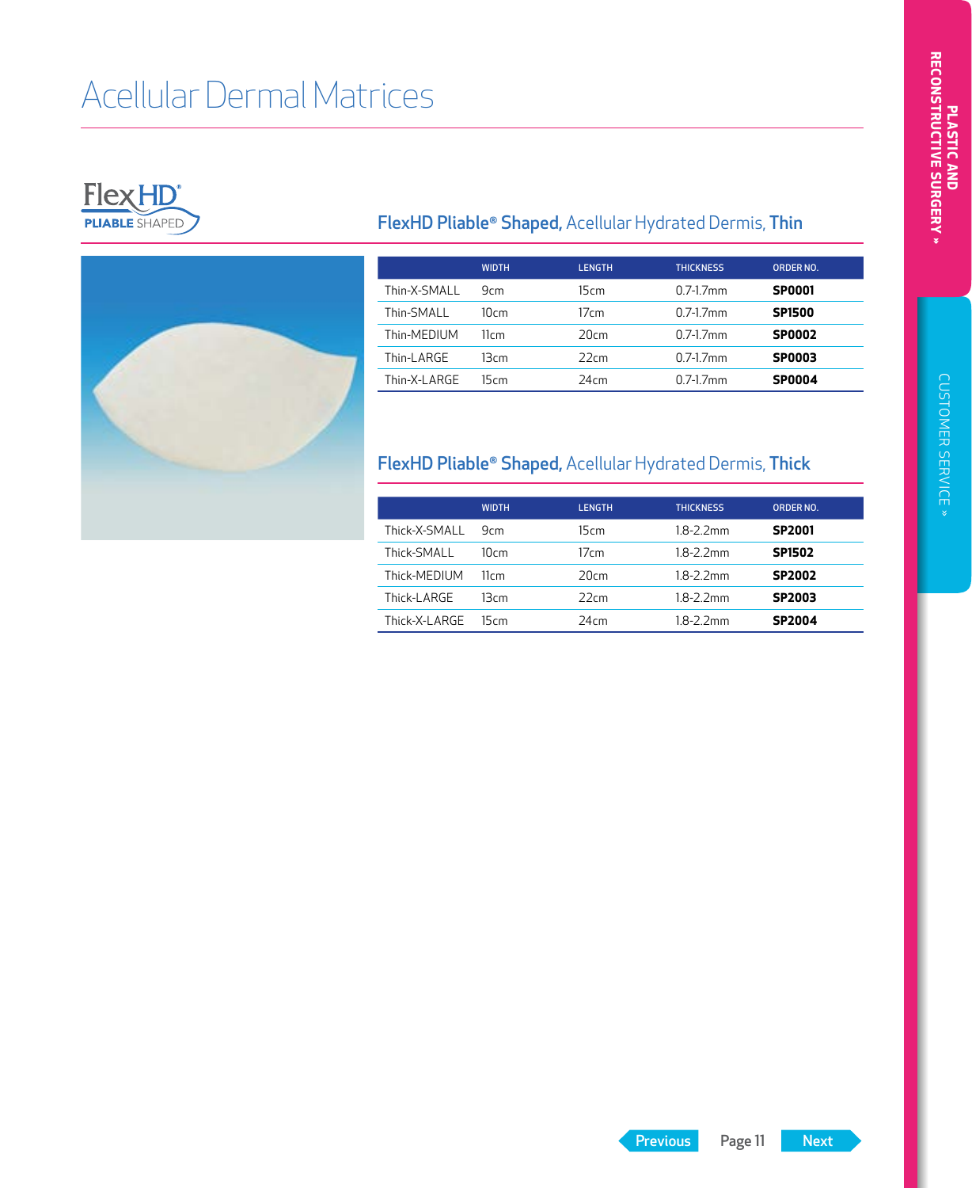# Acellular Dermal Matrices

FlexHD® PLIABLE SHAPED

## FlexHD Pliable® Shaped, Acellular Hydrated Dermis, Thin

| | WIDTH | LENGTH | THICKNESS | ORDER NO. |
|---|---|---|---|---|
| Thin-X-SMALL | 9cm | 15cm | 0.7-1.7mm | **SP0001** |
| Thin-SMALL | 10cm | 17cm | 0.7-1.7mm | **SP1500** |
| Thin-MEDIUM | 11cm | 20cm | 0.7-1.7mm | **SP0002** |
| Thin-LARGE | 13cm | 22cm | 0.7-1.7mm | **SP0003** |
| Thin-X-LARGE | 15cm | 24cm | 0.7-1.7mm | **SP0004** |

## FlexHD Pliable® Shaped, Acellular Hydrated Dermis, Thick

| | WIDTH | LENGTH | THICKNESS | ORDER NO. |
|---|---|---|---|---|
| Thick-X-SMALL | 9cm | 15cm | 1.8-2.2mm | **SP2001** |
| Thick-SMALL | 10cm | 17cm | 1.8-2.2mm | **SP1502** |
| Thick-MEDIUM | 11cm | 20cm | 1.8-2.2mm | **SP2002** |
| Thick-LARGE | 13cm | 22cm | 1.8-2.2mm | **SP2003** |
| Thick-X-LARGE | 15cm | 24cm | 1.8-2.2mm | **SP2004** |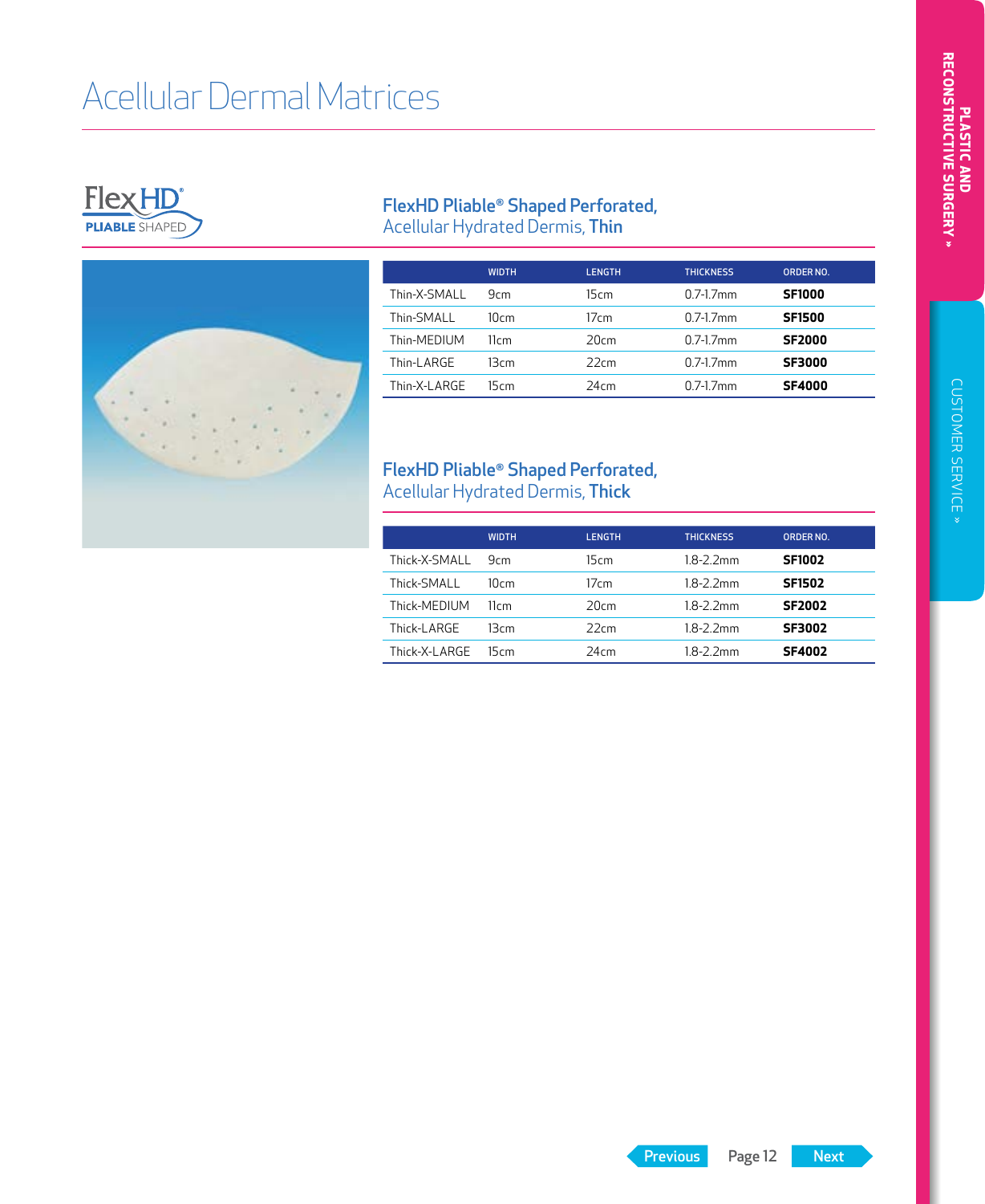# Acellular Dermal Matrices

FlexHD PLIABLE SHAPED

## FlexHD Pliable® Shaped Perforated, Acellular Hydrated Dermis, **Thin**

| | WIDTH | LENGTH | THICKNESS | ORDER NO. |
|---|---|---|---|---|
| Thin-X-SMALL | 9cm | 15cm | 0.7-1.7mm | **SF1000** |
| Thin-SMALL | 10cm | 17cm | 0.7-1.7mm | **SF1500** |
| Thin-MEDIUM | 11cm | 20cm | 0.7-1.7mm | **SF2000** |
| Thin-LARGE | 13cm | 22cm | 0.7-1.7mm | **SF3000** |
| Thin-X-LARGE | 15cm | 24cm | 0.7-1.7mm | **SF4000** |

## FlexHD Pliable® Shaped Perforated, Acellular Hydrated Dermis, **Thick**

| | WIDTH | LENGTH | THICKNESS | ORDER NO. |
|---|---|---|---|---|
| Thick-X-SMALL | 9cm | 15cm | 1.8-2.2mm | **SF1002** |
| Thick-SMALL | 10cm | 17cm | 1.8-2.2mm | **SF1502** |
| Thick-MEDIUM | 11cm | 20cm | 1.8-2.2mm | **SF2002** |
| Thick-LARGE | 13cm | 22cm | 1.8-2.2mm | **SF3002** |
| Thick-X-LARGE | 15cm | 24cm | 1.8-2.2mm | **SF4002** |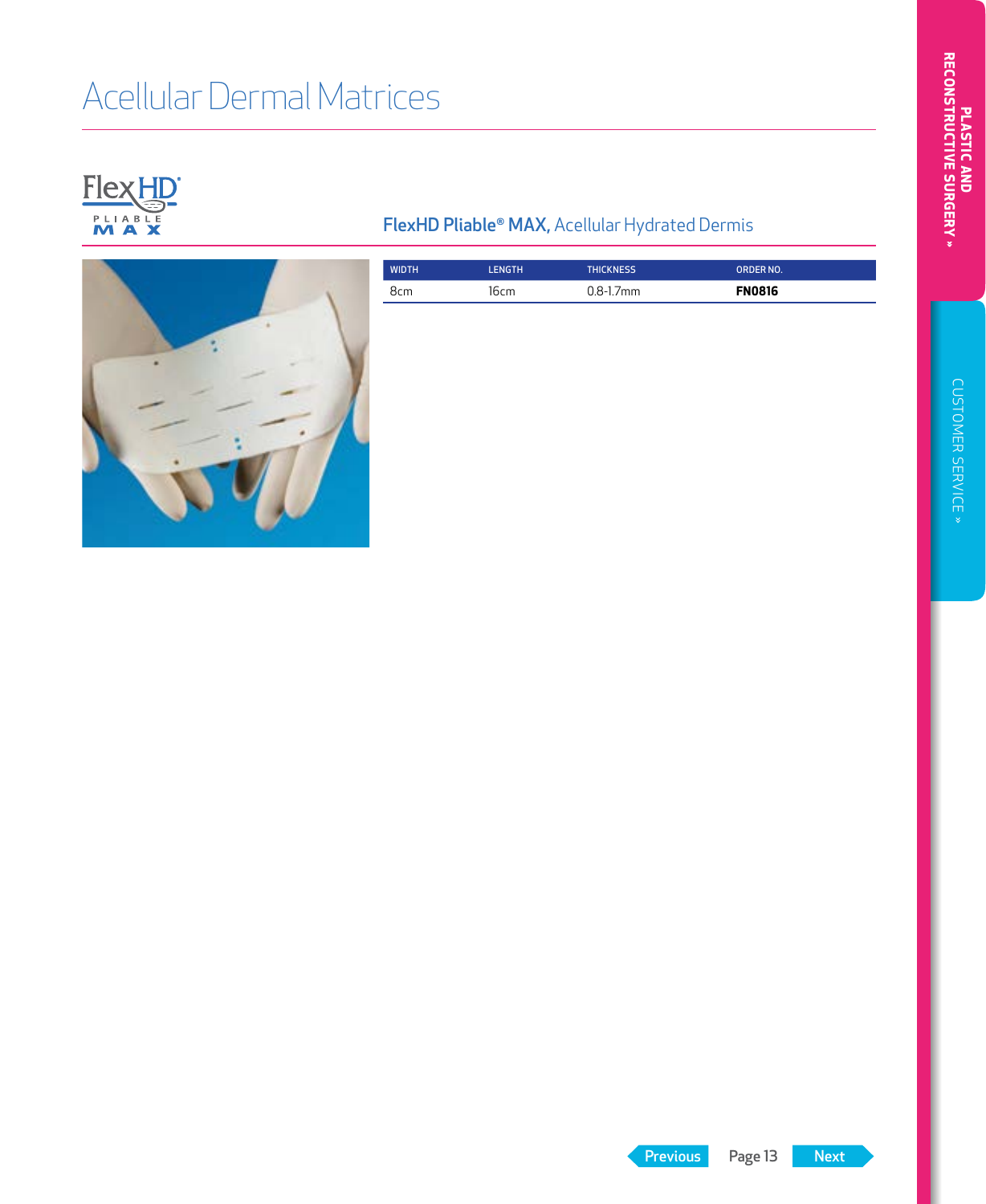# Acellular Dermal Matrices

FlexHD PLIABLE MAX

## FlexHD Pliable® MAX, Acellular Hydrated Dermis

| WIDTH | LENGTH | THICKNESS | ORDER NO. |
|---|---|---|---|
| 8cm | 16cm | 0.8-1.7mm | **FN0816** |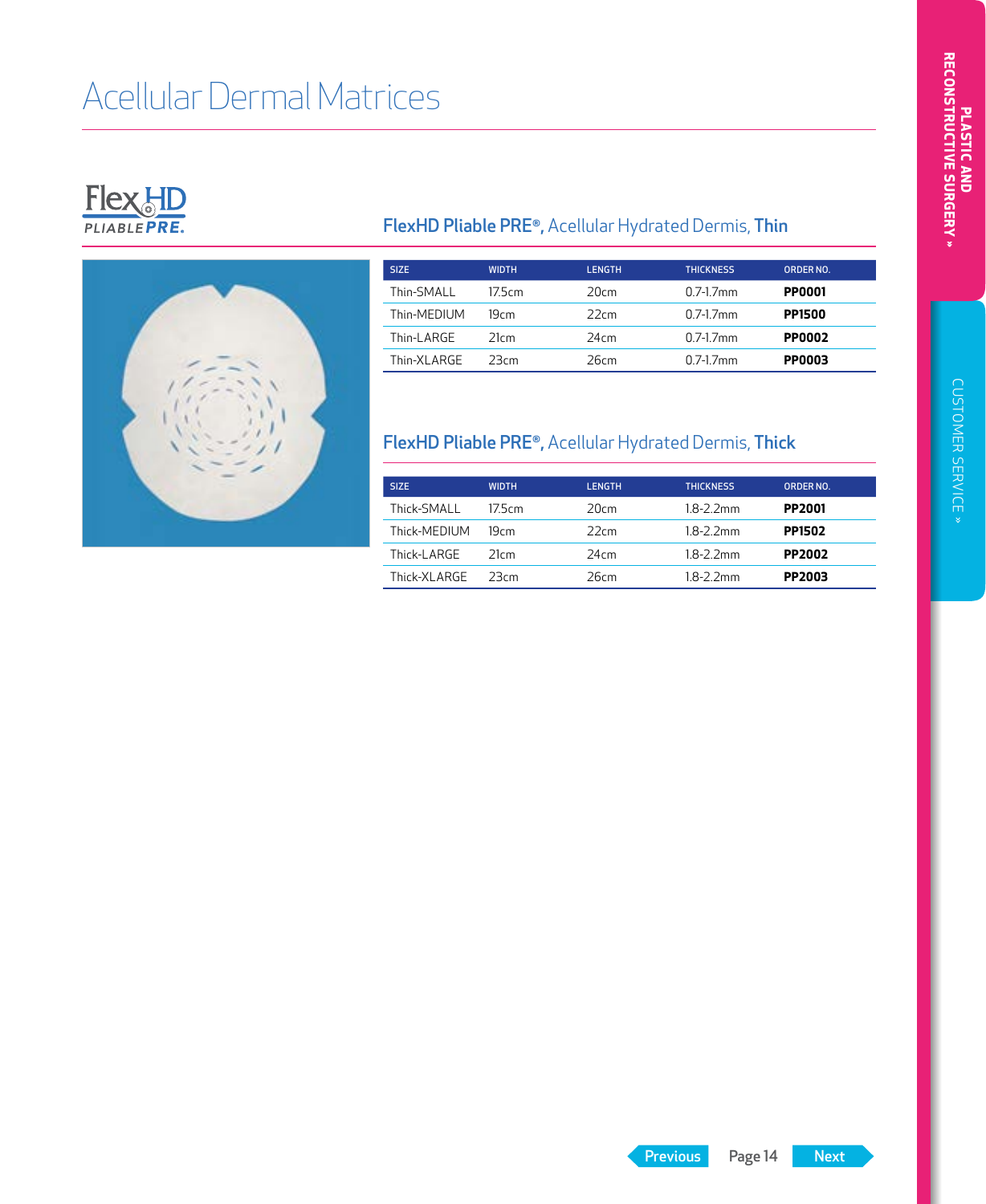# Acellular Dermal Matrices

FlexHD PLIABLE PRE.

## FlexHD Pliable PRE®, Acellular Hydrated Dermis, Thin

| SIZE | WIDTH | LENGTH | THICKNESS | ORDER NO. |
|---|---|---|---|---|
| Thin-SMALL | 17.5cm | 20cm | 0.7-1.7mm | **PP0001** |
| Thin-MEDIUM | 19cm | 22cm | 0.7-1.7mm | **PP1500** |
| Thin-LARGE | 21cm | 24cm | 0.7-1.7mm | **PP0002** |
| Thin-XLARGE | 23cm | 26cm | 0.7-1.7mm | **PP0003** |

## FlexHD Pliable PRE®, Acellular Hydrated Dermis, Thick

| SIZE | WIDTH | LENGTH | THICKNESS | ORDER NO. |
|---|---|---|---|---|
| Thick-SMALL | 17.5cm | 20cm | 1.8-2.2mm | **PP2001** |
| Thick-MEDIUM | 19cm | 22cm | 1.8-2.2mm | **PP1502** |
| Thick-LARGE | 21cm | 24cm | 1.8-2.2mm | **PP2002** |
| Thick-XLARGE | 23cm | 26cm | 1.8-2.2mm | **PP2003** |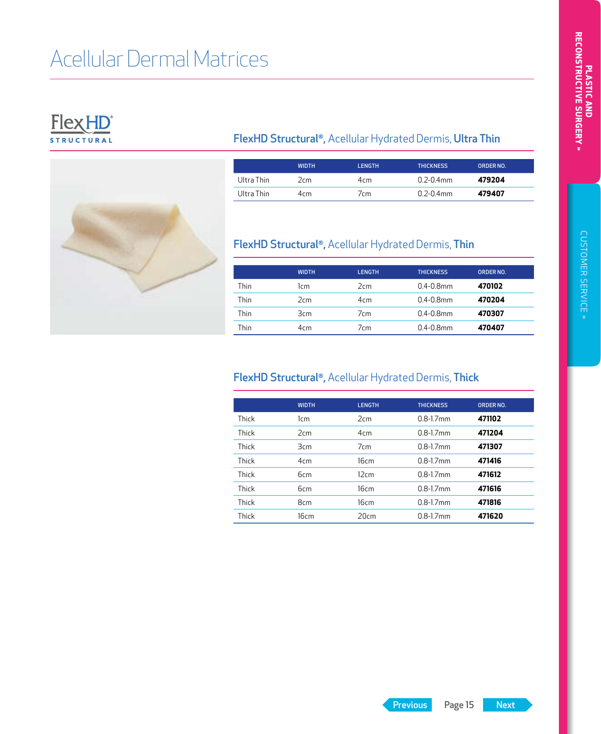# Acellular Dermal Matrices

FlexHD® STRUCTURAL

## FlexHD Structural®, Acellular Hydrated Dermis, Ultra Thin

| | WIDTH | LENGTH | THICKNESS | ORDER NO. |
|---|---|---|---|---|
| Ultra Thin | 2cm | 4cm | 0.2-0.4mm | **479204** |
| Ultra Thin | 4cm | 7cm | 0.2-0.4mm | **479407** |

## FlexHD Structural®, Acellular Hydrated Dermis, Thin

| | WIDTH | LENGTH | THICKNESS | ORDER NO. |
|---|---|---|---|---|
| Thin | 1cm | 2cm | 0.4-0.8mm | **470102** |
| Thin | 2cm | 4cm | 0.4-0.8mm | **470204** |
| Thin | 3cm | 7cm | 0.4-0.8mm | **470307** |
| Thin | 4cm | 7cm | 0.4-0.8mm | **470407** |

## FlexHD Structural®, Acellular Hydrated Dermis, Thick

| | WIDTH | LENGTH | THICKNESS | ORDER NO. |
|---|---|---|---|---|
| Thick | 1cm | 2cm | 0.8-1.7mm | **471102** |
| Thick | 2cm | 4cm | 0.8-1.7mm | **471204** |
| Thick | 3cm | 7cm | 0.8-1.7mm | **471307** |
| Thick | 4cm | 16cm | 0.8-1.7mm | **471416** |
| Thick | 6cm | 12cm | 0.8-1.7mm | **471612** |
| Thick | 6cm | 16cm | 0.8-1.7mm | **471616** |
| Thick | 8cm | 16cm | 0.8-1.7mm | **471816** |
| Thick | 16cm | 20cm | 0.8-1.7mm | **471620** |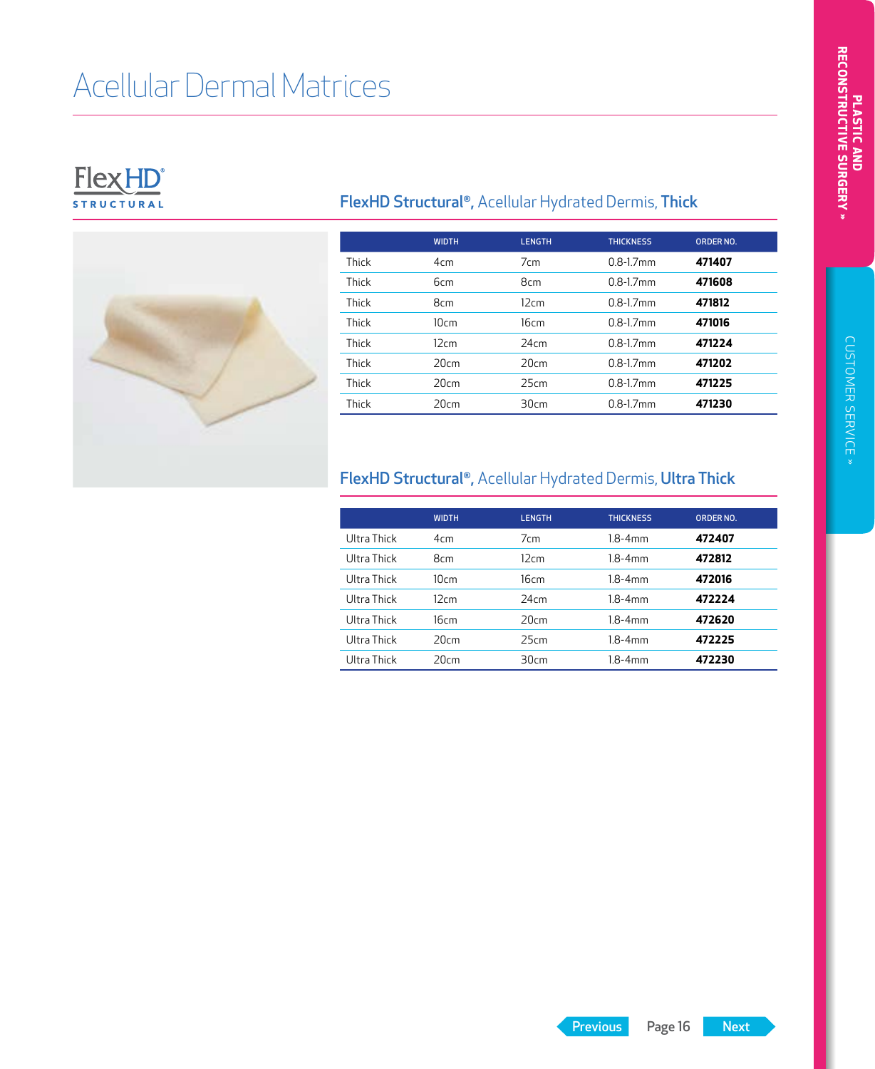# Acellular Dermal Matrices

FlexHD® STRUCTURAL

## FlexHD Structural®, Acellular Hydrated Dermis, Thick

| | WIDTH | LENGTH | THICKNESS | ORDER NO. |
|---|---|---|---|---|
| Thick | 4cm | 7cm | 0.8-1.7mm | **471407** |
| Thick | 6cm | 8cm | 0.8-1.7mm | **471608** |
| Thick | 8cm | 12cm | 0.8-1.7mm | **471812** |
| Thick | 10cm | 16cm | 0.8-1.7mm | **471016** |
| Thick | 12cm | 24cm | 0.8-1.7mm | **471224** |
| Thick | 20cm | 20cm | 0.8-1.7mm | **471202** |
| Thick | 20cm | 25cm | 0.8-1.7mm | **471225** |
| Thick | 20cm | 30cm | 0.8-1.7mm | **471230** |

## FlexHD Structural®, Acellular Hydrated Dermis, Ultra Thick

| | WIDTH | LENGTH | THICKNESS | ORDER NO. |
|---|---|---|---|---|
| Ultra Thick | 4cm | 7cm | 1.8-4mm | **472407** |
| Ultra Thick | 8cm | 12cm | 1.8-4mm | **472812** |
| Ultra Thick | 10cm | 16cm | 1.8-4mm | **472016** |
| Ultra Thick | 12cm | 24cm | 1.8-4mm | **472224** |
| Ultra Thick | 16cm | 20cm | 1.8-4mm | **472620** |
| Ultra Thick | 20cm | 25cm | 1.8-4mm | **472225** |
| Ultra Thick | 20cm | 30cm | 1.8-4mm | **472230** |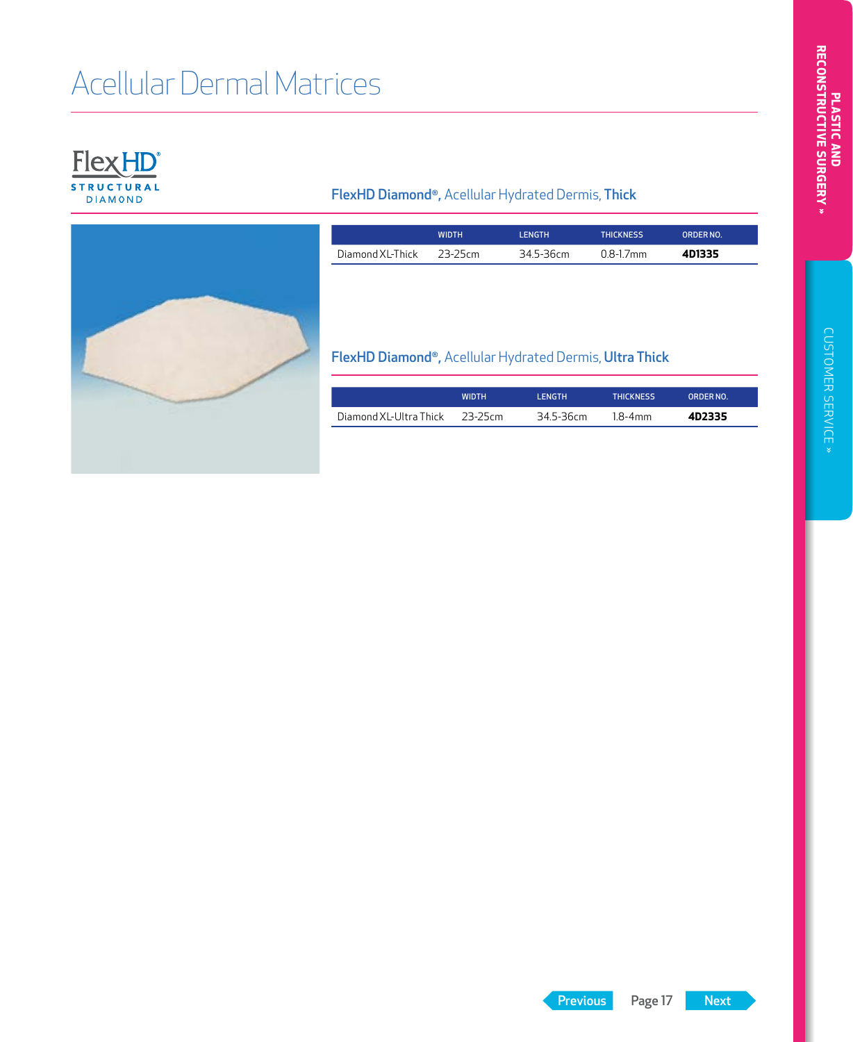# Acellular Dermal Matrices

FlexHD® STRUCTURAL DIAMOND

## FlexHD Diamond®, Acellular Hydrated Dermis, Thick

| | WIDTH | LENGTH | THICKNESS | ORDER NO. |
|---|---|---|---|---|
| Diamond XL-Thick | 23-25cm | 34.5-36cm | 0.8-1.7mm | **4D1335** |

## FlexHD Diamond®, Acellular Hydrated Dermis, Ultra Thick

| | WIDTH | LENGTH | THICKNESS | ORDER NO. |
|---|---|---|---|---|
| Diamond XL-Ultra Thick | 23-25cm | 34.5-36cm | 1.8-4mm | **4D2335** |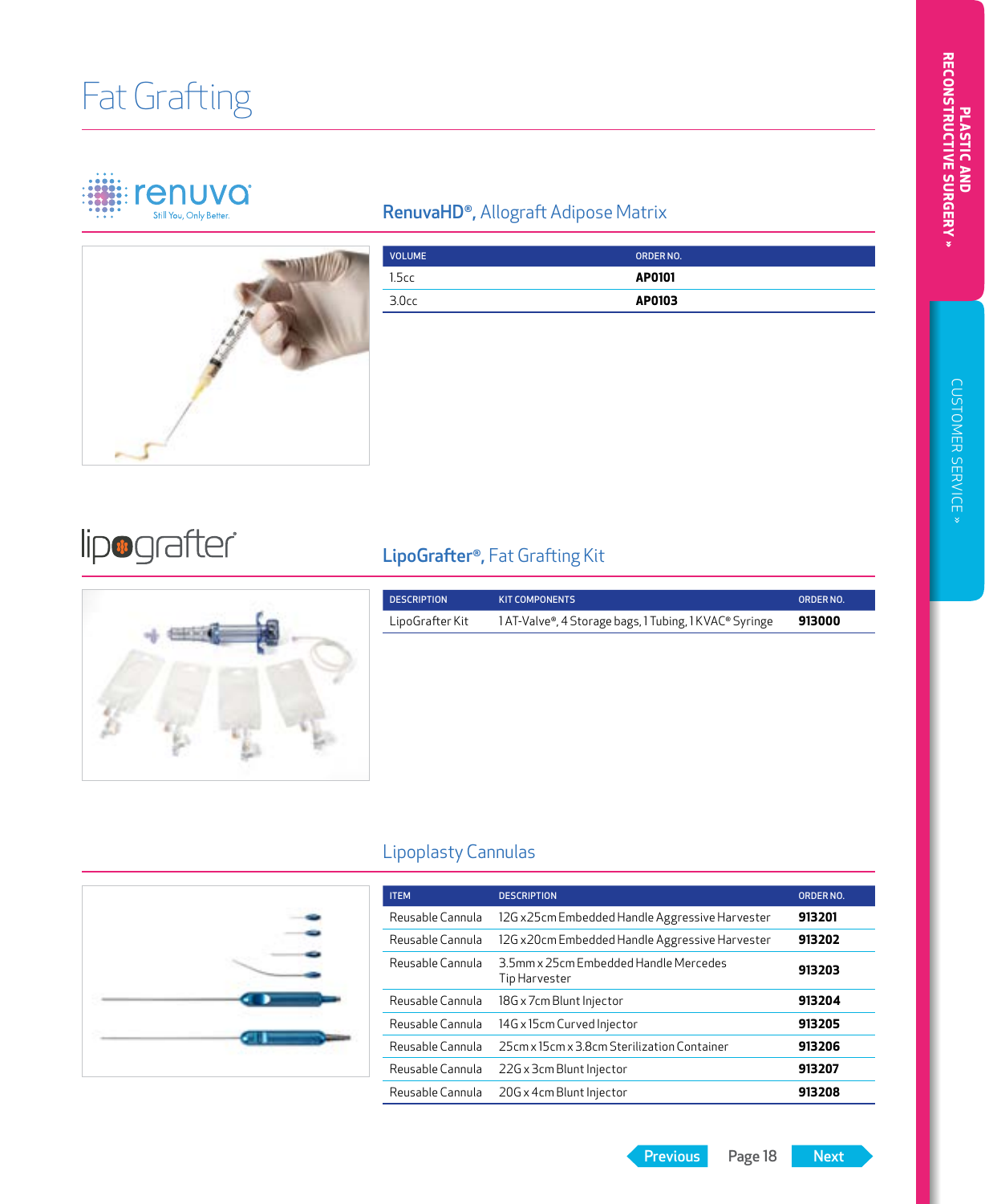# Fat Grafting

## RenuvaHD®, Allograft Adipose Matrix

| VOLUME | ORDER NO. |
|---|---|
| 1.5cc | **AP0101** |
| 3.0cc | **AP0103** |

## LipoGrafter®, Fat Grafting Kit

| DESCRIPTION | KIT COMPONENTS | ORDER NO. |
|---|---|---|
| LipoGrafter Kit | 1 AT-Valve®, 4 Storage bags, 1 Tubing, 1 KVAC® Syringe | **913000** |

## Lipoplasty Cannulas

| ITEM | DESCRIPTION | ORDER NO. |
|---|---|---|
| Reusable Cannula | 12G x25cm Embedded Handle Aggressive Harvester | **913201** |
| Reusable Cannula | 12G x20cm Embedded Handle Aggressive Harvester | **913202** |
| Reusable Cannula | 3.5mm x 25cm Embedded Handle Mercedes Tip Harvester | **913203** |
| Reusable Cannula | 18G x 7cm Blunt Injector | **913204** |
| Reusable Cannula | 14G x 15cm Curved Injector | **913205** |
| Reusable Cannula | 25cm x 15cm x 3.8cm Sterilization Container | **913206** |
| Reusable Cannula | 22G x 3cm Blunt Injector | **913207** |
| Reusable Cannula | 20G x 4cm Blunt Injector | **913208** |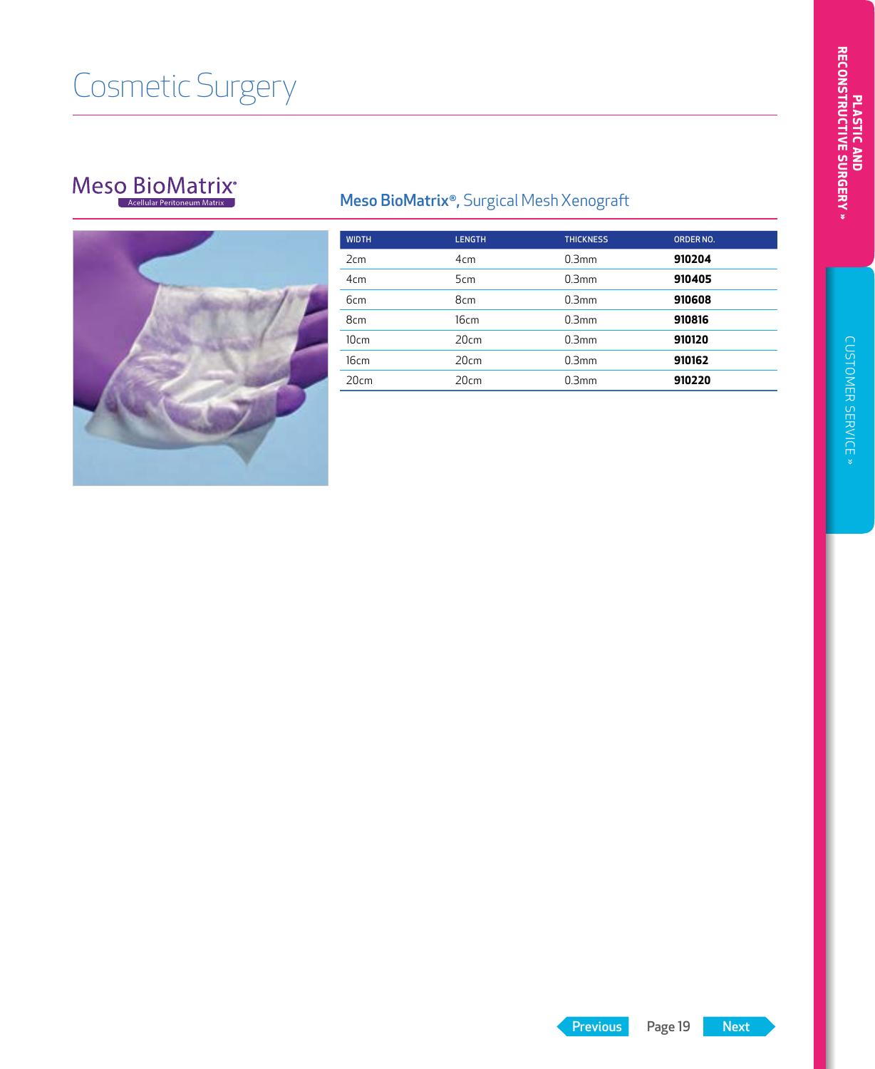# Cosmetic Surgery

Meso BioMatrix®
Acellular Peritoneum Matrix

## Meso BioMatrix®, Surgical Mesh Xenograft

| WIDTH | LENGTH | THICKNESS | ORDER NO. |
|---|---|---|---|
| 2cm | 4cm | 0.3mm | **910204** |
| 4cm | 5cm | 0.3mm | **910405** |
| 6cm | 8cm | 0.3mm | **910608** |
| 8cm | 16cm | 0.3mm | **910816** |
| 10cm | 20cm | 0.3mm | **910120** |
| 16cm | 20cm | 0.3mm | **910162** |
| 20cm | 20cm | 0.3mm | **910220** |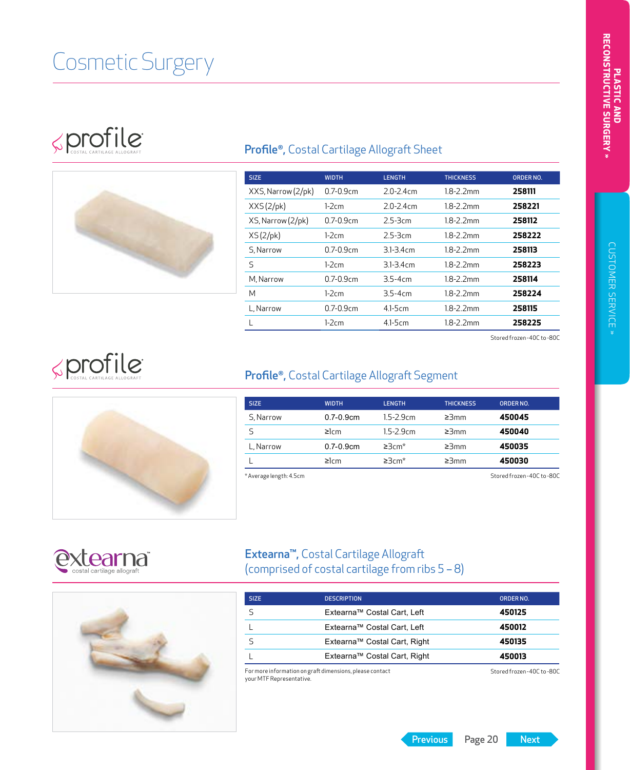# Cosmetic Surgery

profile
COSTAL CARTILAGE ALLOGRAFT

## Profile®, Costal Cartilage Allograft Sheet

| SIZE | WIDTH | LENGTH | THICKNESS | ORDER NO. |
|---|---|---|---|---|
| XXS, Narrow (2/pk) | 0.7-0.9cm | 2.0-2.4cm | 1.8-2.2mm | **258111** |
| XXS (2/pk) | 1-2cm | 2.0-2.4cm | 1.8-2.2mm | **258221** |
| XS, Narrow (2/pk) | 0.7-0.9cm | 2.5-3cm | 1.8-2.2mm | **258112** |
| XS (2/pk) | 1-2cm | 2.5-3cm | 1.8-2.2mm | **258222** |
| S, Narrow | 0.7-0.9cm | 3.1-3.4cm | 1.8-2.2mm | **258113** |
| S | 1-2cm | 3.1-3.4cm | 1.8-2.2mm | **258223** |
| M, Narrow | 0.7-0.9cm | 3.5-4cm | 1.8-2.2mm | **258114** |
| M | 1-2cm | 3.5-4cm | 1.8-2.2mm | **258224** |
| L, Narrow | 0.7-0.9cm | 4.1-5cm | 1.8-2.2mm | **258115** |
| L | 1-2cm | 4.1-5cm | 1.8-2.2mm | **258225** |

Stored frozen -40C to -80C

profile
COSTAL CARTILAGE ALLOGRAFT

## Profile®, Costal Cartilage Allograft Segment

| SIZE | WIDTH | LENGTH | THICKNESS | ORDER NO. |
|---|---|---|---|---|
| S, Narrow | 0.7-0.9cm | 1.5-2.9cm | ≥3mm | **450045** |
| S | ≥1cm | 1.5-2.9cm | ≥3mm | **450040** |
| L, Narrow | 0.7-0.9cm | ≥3cm* | ≥3mm | **450035** |
| L | ≥1cm | ≥3cm* | ≥3mm | **450030** |

* Average length: 4.5cm

Stored frozen -40C to -80C

extearna™
costal cartilage allograft

## Extearna™, Costal Cartilage Allograft (comprised of costal cartilage from ribs 5 – 8)

| SIZE | DESCRIPTION | ORDER NO. |
|---|---|---|
| S | Extearna™ Costal Cart, Left | **450125** |
| L | Extearna™ Costal Cart, Left | **450012** |
| S | Extearna™ Costal Cart, Right | **450135** |
| L | Extearna™ Costal Cart, Right | **450013** |

For more information on graft dimensions, please contact your MTF Representative.

Stored frozen -40C to -80C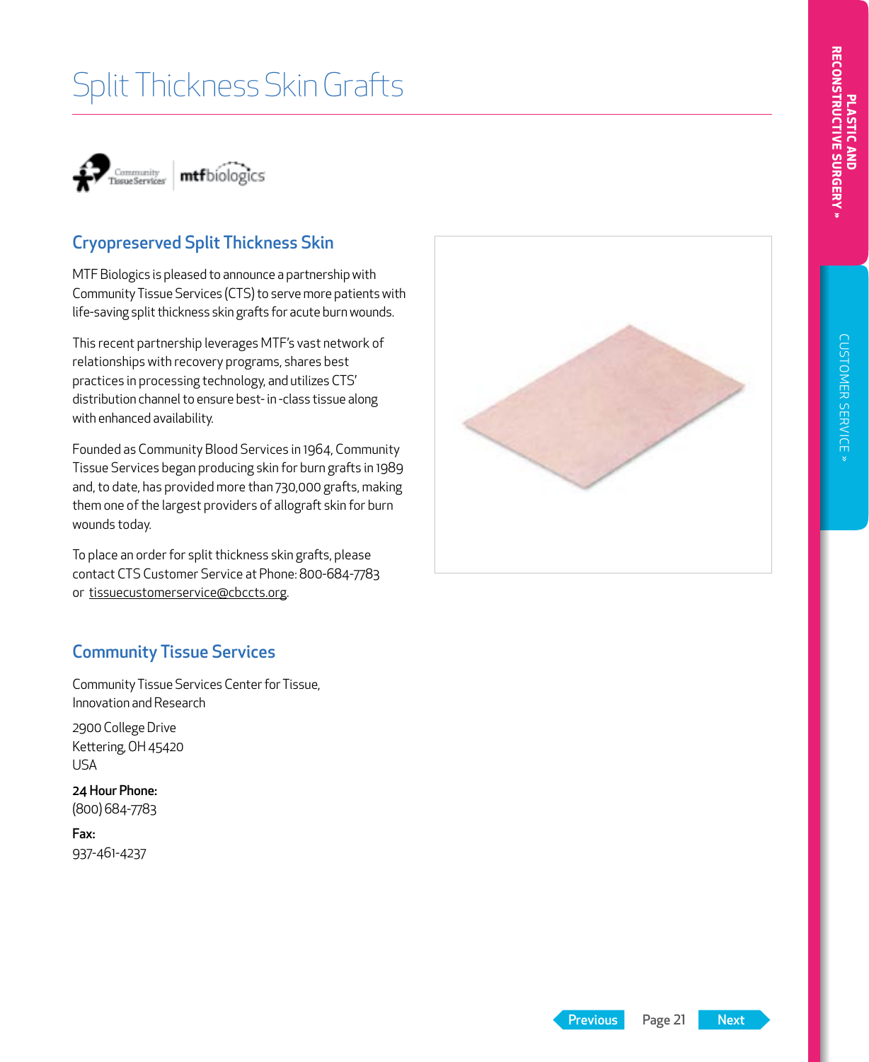# Split Thickness Skin Grafts

## Cryopreserved Split Thickness Skin

MTF Biologics is pleased to announce a partnership with Community Tissue Services (CTS) to serve more patients with life-saving split thickness skin grafts for acute burn wounds.

This recent partnership leverages MTF's vast network of relationships with recovery programs, shares best practices in processing technology, and utilizes CTS' distribution channel to ensure best- in -class tissue along with enhanced availability.

Founded as Community Blood Services in 1964, Community Tissue Services began producing skin for burn grafts in 1989 and, to date, has provided more than 730,000 grafts, making them one of the largest providers of allograft skin for burn wounds today.

To place an order for split thickness skin grafts, please contact CTS Customer Service at Phone: 800-684-7783 or tissuecustomerservice@cbccts.org.

## Community Tissue Services

Community Tissue Services Center for Tissue, Innovation and Research

2900 College Drive
Kettering, OH 45420
USA

**24 Hour Phone:**
(800) 684-7783

**Fax:**
937-461-4237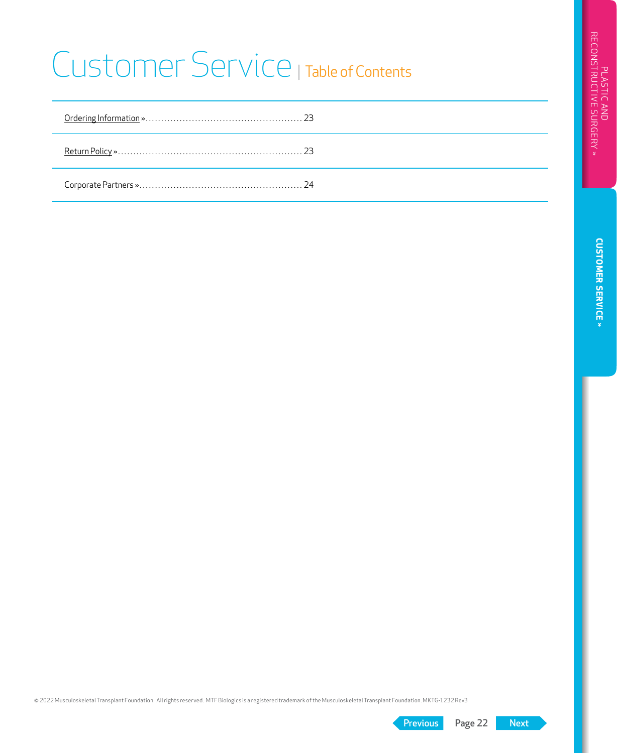# Customer Service | Table of Contents

| | |
|---|---|
| Ordering Information » | 23 |
| Return Policy » | 23 |
| Corporate Partners » | 24 |

© 2022 Musculoskeletal Transplant Foundation. All rights reserved. MTF Biologics is a registered trademark of the Musculoskeletal Transplant Foundation. MKTG-1232 Rev3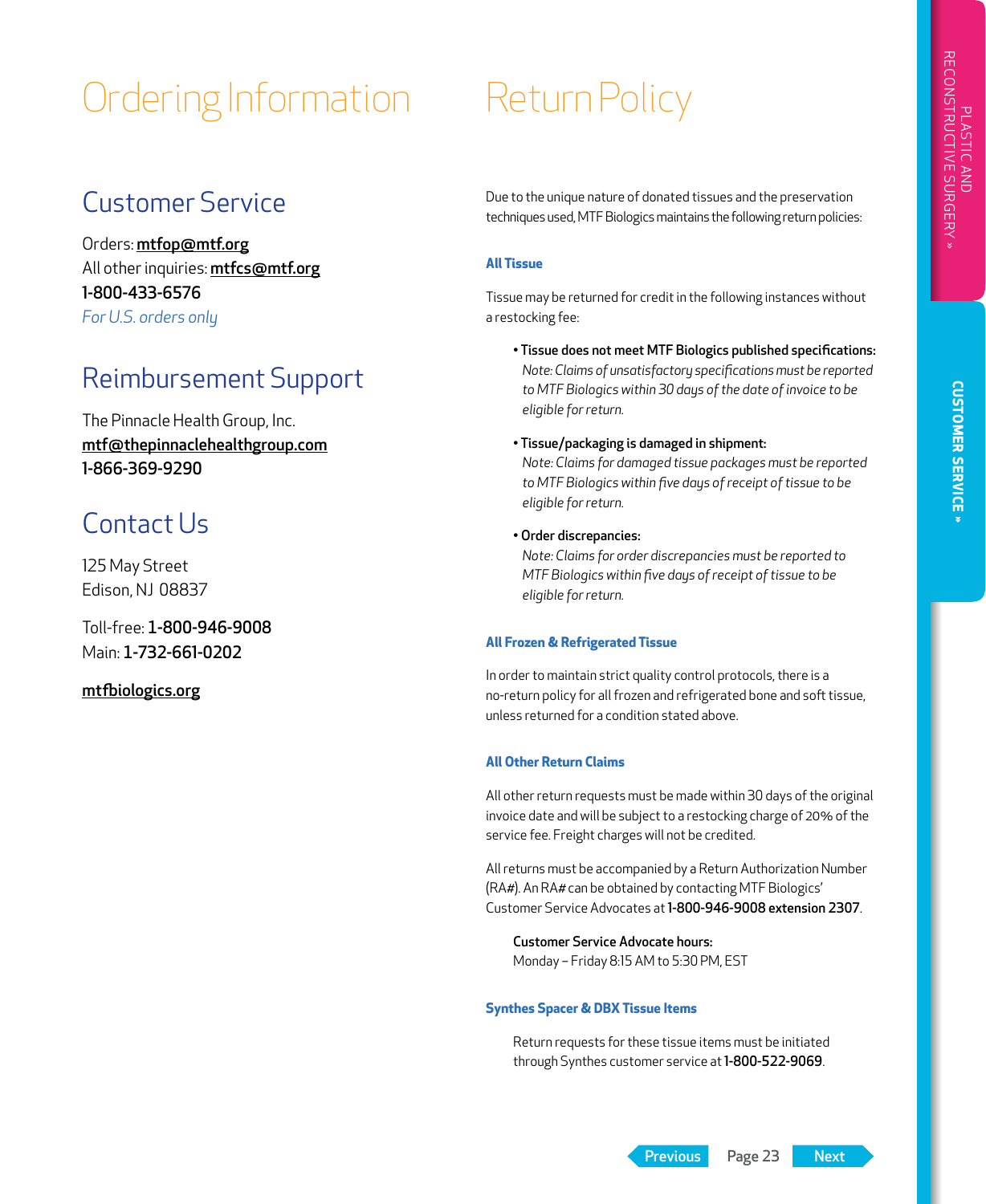# Ordering Information

## Customer Service

Orders: **mtfop@mtf.org**
All other inquiries: **mtfcs@mtf.org**
**1-800-433-6576**
*For U.S. orders only*

## Reimbursement Support

The Pinnacle Health Group, Inc.
**mtf@thepinnaclehealthgroup.com**
**1-866-369-9290**

## Contact Us

125 May Street
Edison, NJ 08837

Toll-free: **1-800-946-9008**
Main: **1-732-661-0202**

**mtfbiologics.org**

# Return Policy

Due to the unique nature of donated tissues and the preservation techniques used, MTF Biologics maintains the following return policies:

### All Tissue

Tissue may be returned for credit in the following instances without a restocking fee:

- **Tissue does not meet MTF Biologics published specifications:**
  *Note: Claims of unsatisfactory specifications must be reported to MTF Biologics within 30 days of the date of invoice to be eligible for return.*
- **Tissue/packaging is damaged in shipment:**
  *Note: Claims for damaged tissue packages must be reported to MTF Biologics within five days of receipt of tissue to be eligible for return.*
- **Order discrepancies:**
  *Note: Claims for order discrepancies must be reported to MTF Biologics within five days of receipt of tissue to be eligible for return.*

### All Frozen & Refrigerated Tissue

In order to maintain strict quality control protocols, there is a no-return policy for all frozen and refrigerated bone and soft tissue, unless returned for a condition stated above.

### All Other Return Claims

All other return requests must be made within 30 days of the original invoice date and will be subject to a restocking charge of 20% of the service fee. Freight charges will not be credited.

All returns must be accompanied by a Return Authorization Number (RA#). An RA# can be obtained by contacting MTF Biologics' Customer Service Advocates at **1-800-946-9008 extension 2307**.

**Customer Service Advocate hours:**
Monday – Friday 8:15 AM to 5:30 PM, EST

### Synthes Spacer & DBX Tissue Items

Return requests for these tissue items must be initiated through Synthes customer service at **1-800-522-9069**.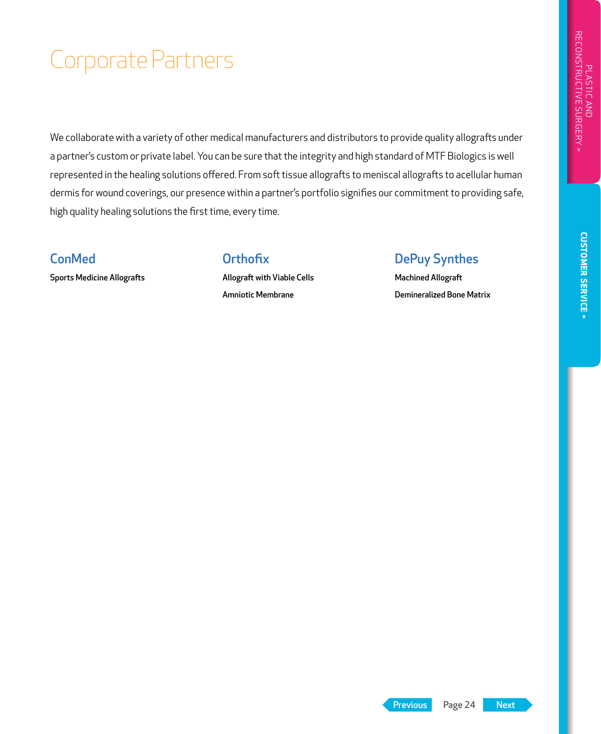# Corporate Partners

We collaborate with a variety of other medical manufacturers and distributors to provide quality allografts under a partner's custom or private label. You can be sure that the integrity and high standard of MTF Biologics is well represented in the healing solutions offered. From soft tissue allografts to meniscal allografts to acellular human dermis for wound coverings, our presence within a partner's portfolio signifies our commitment to providing safe, high quality healing solutions the first time, every time.

## ConMed

**Sports Medicine Allografts**

## Orthofix

**Allograft with Viable Cells**

**Amniotic Membrane**

## DePuy Synthes

**Machined Allograft**

**Demineralized Bone Matrix**